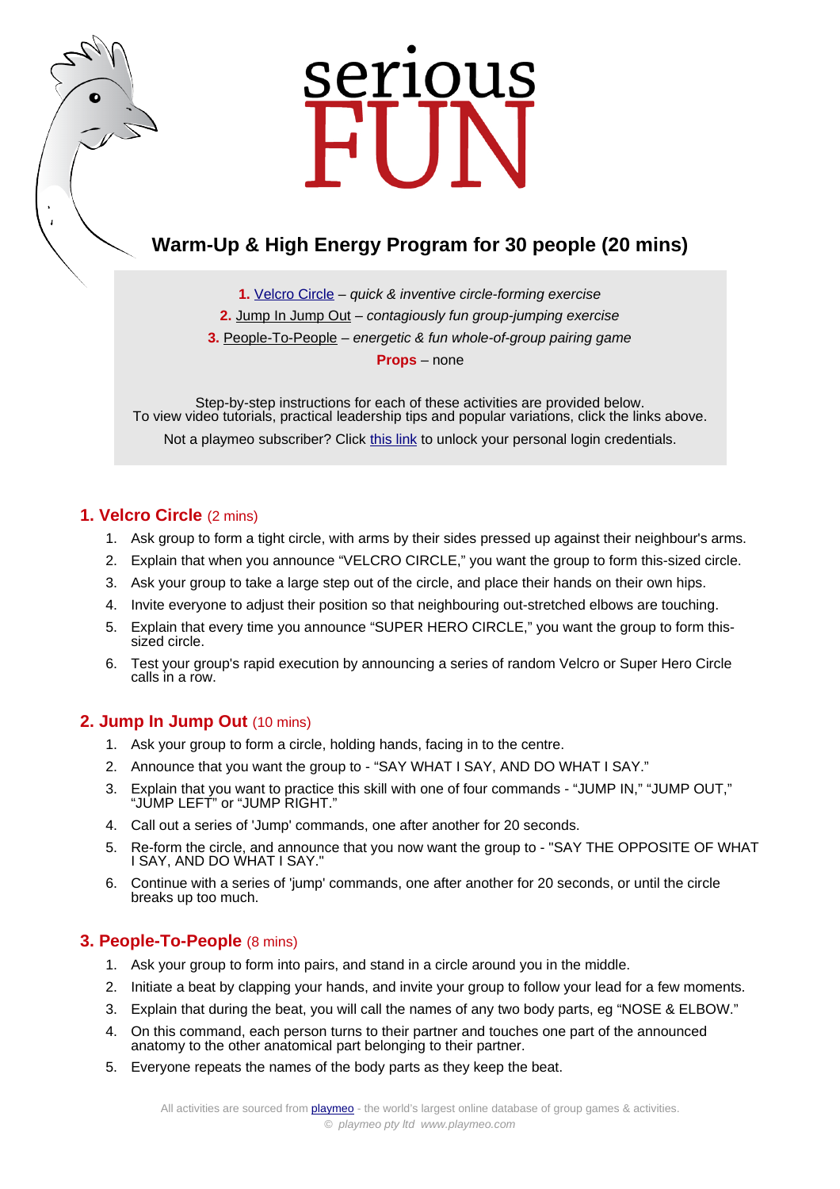# serious FUN

## Warm-Up & High Energy Program for 30 people (20 mins)

**1.** Velcro Circle – *quick & inventive circle-forming exercise*
**2.** Jump In Jump Out – *contagiously fun group-jumping exercise*
**3.** People-To-People – *energetic & fun whole-of-group pairing game*
**Props** – none

Step-by-step instructions for each of these activities are provided below.
To view video tutorials, practical leadership tips and popular variations, click the links above.

Not a playmeo subscriber? Click this link to unlock your personal login credentials.

### 1. Velcro Circle (2 mins)

1. Ask group to form a tight circle, with arms by their sides pressed up against their neighbour's arms.
2. Explain that when you announce "VELCRO CIRCLE," you want the group to form this-sized circle.
3. Ask your group to take a large step out of the circle, and place their hands on their own hips.
4. Invite everyone to adjust their position so that neighbouring out-stretched elbows are touching.
5. Explain that every time you announce "SUPER HERO CIRCLE," you want the group to form this-sized circle.
6. Test your group's rapid execution by announcing a series of random Velcro or Super Hero Circle calls in a row.

### 2. Jump In Jump Out (10 mins)

1. Ask your group to form a circle, holding hands, facing in to the centre.
2. Announce that you want the group to - "SAY WHAT I SAY, AND DO WHAT I SAY."
3. Explain that you want to practice this skill with one of four commands - "JUMP IN," "JUMP OUT," "JUMP LEFT" or "JUMP RIGHT."
4. Call out a series of 'Jump' commands, one after another for 20 seconds.
5. Re-form the circle, and announce that you now want the group to - "SAY THE OPPOSITE OF WHAT I SAY, AND DO WHAT I SAY."
6. Continue with a series of 'jump' commands, one after another for 20 seconds, or until the circle breaks up too much.

### 3. People-To-People (8 mins)

1. Ask your group to form into pairs, and stand in a circle around you in the middle.
2. Initiate a beat by clapping your hands, and invite your group to follow your lead for a few moments.
3. Explain that during the beat, you will call the names of any two body parts, eg "NOSE & ELBOW."
4. On this command, each person turns to their partner and touches one part of the announced anatomy to the other anatomical part belonging to their partner.
5. Everyone repeats the names of the body parts as they keep the beat.

All activities are sourced from playmeo - the world's largest online database of group games & activities.
© *playmeo pty ltd www.playmeo.com*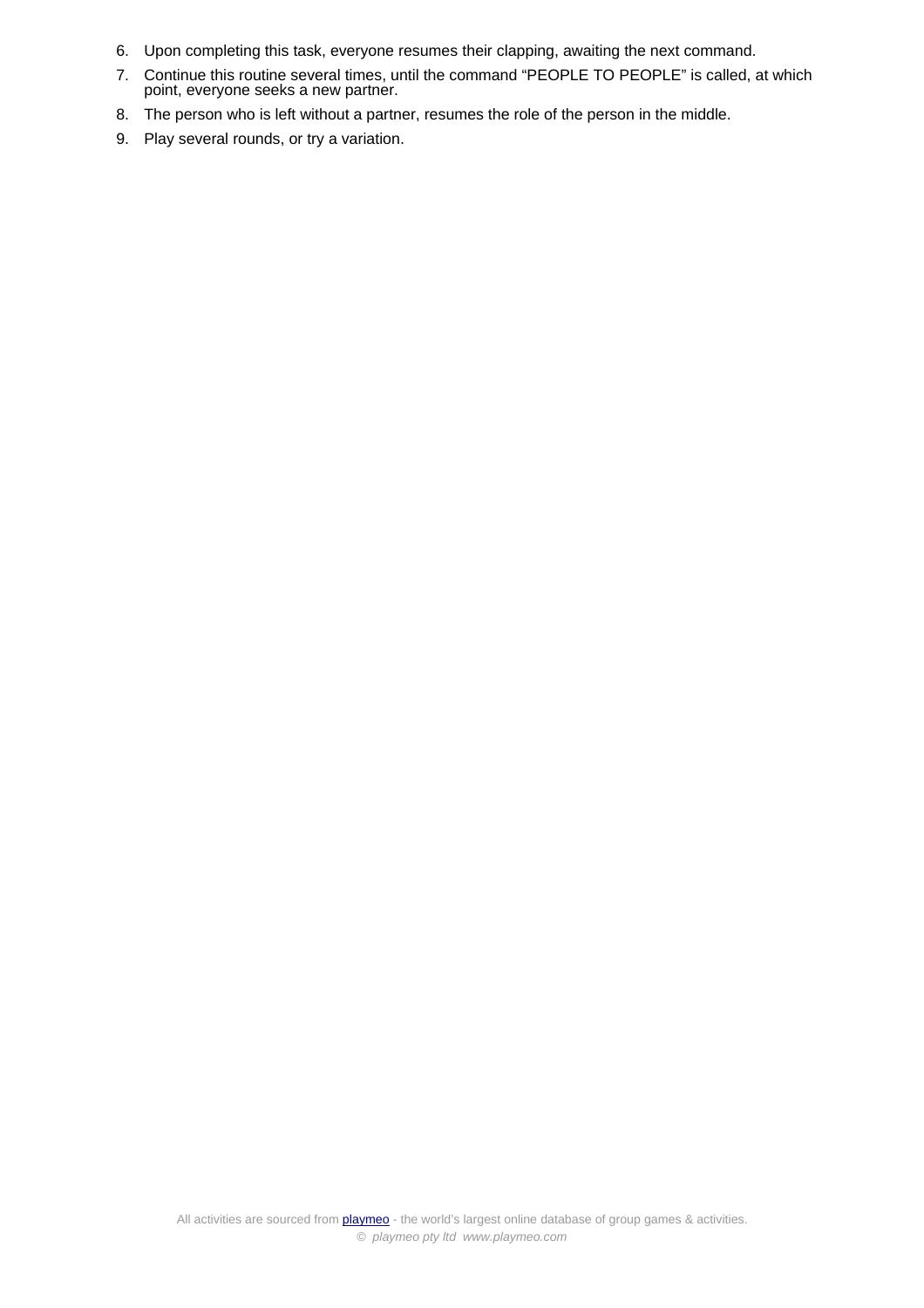6. Upon completing this task, everyone resumes their clapping, awaiting the next command.
7. Continue this routine several times, until the command “PEOPLE TO PEOPLE” is called, at which point, everyone seeks a new partner.
8. The person who is left without a partner, resumes the role of the person in the middle.
9. Play several rounds, or try a variation.